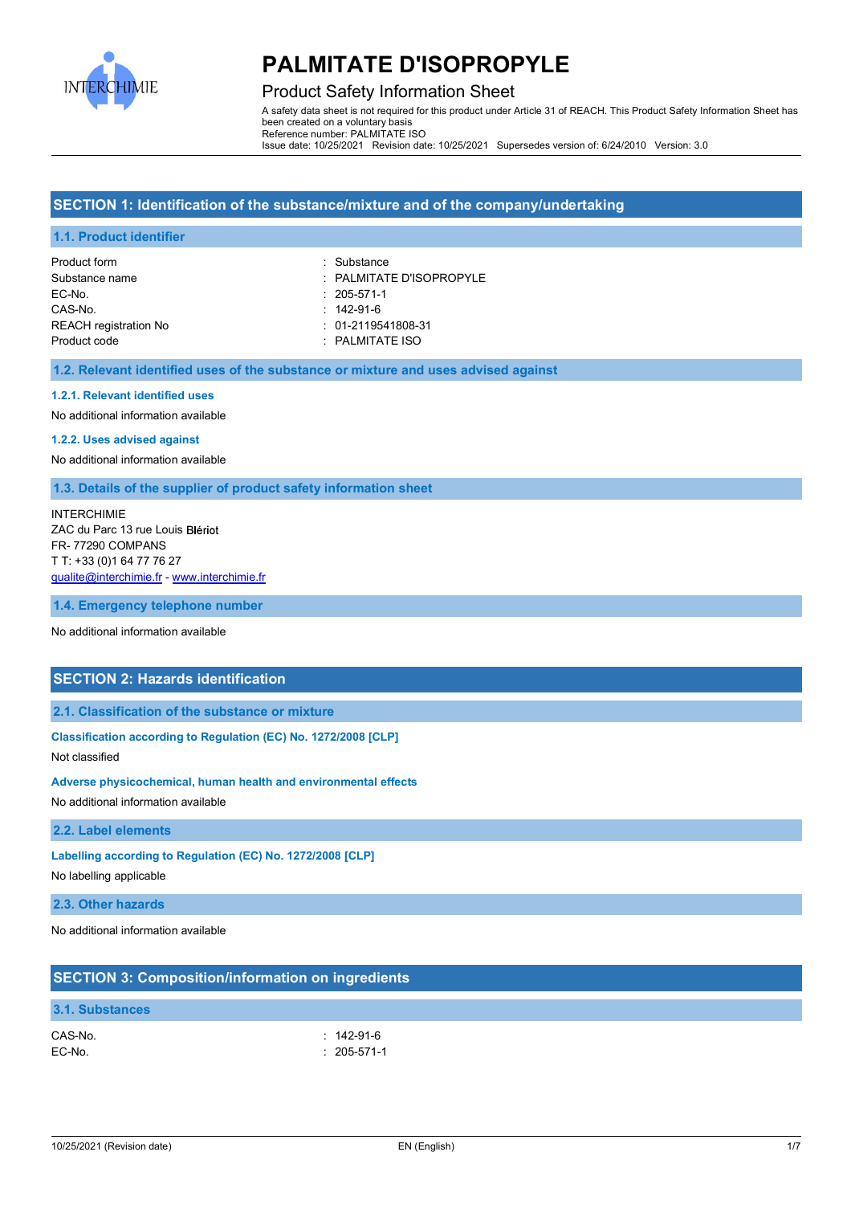# PALMITATE D'ISOPROPYLE

## Product Safety Information Sheet

A safety data sheet is not required for this product under Article 31 of REACH. This Product Safety Information Sheet has been created on a voluntary basis
Reference number: PALMITATE ISO
Issue date: 10/25/2021 Revision date: 10/25/2021 Supersedes version of: 6/24/2010 Version: 3.0

## SECTION 1: Identification of the substance/mixture and of the company/undertaking

### 1.1. Product identifier

| | |
|---|---|
| Product form | : Substance |
| Substance name | : PALMITATE D'ISOPROPYLE |
| EC-No. | : 205-571-1 |
| CAS-No. | : 142-91-6 |
| REACH registration No | : 01-2119541808-31 |
| Product code | : PALMITATE ISO |

### 1.2. Relevant identified uses of the substance or mixture and uses advised against

#### 1.2.1. Relevant identified uses

No additional information available

#### 1.2.2. Uses advised against

No additional information available

### 1.3. Details of the supplier of product safety information sheet

INTERCHIMIE
ZAC du Parc 13 rue Louis Blériot
FR- 77290 COMPANS
T T: +33 (0)1 64 77 76 27
qualite@interchimie.fr - www.interchimie.fr

### 1.4. Emergency telephone number

No additional information available

## SECTION 2: Hazards identification

### 2.1. Classification of the substance or mixture

#### Classification according to Regulation (EC) No. 1272/2008 [CLP]

Not classified

#### Adverse physicochemical, human health and environmental effects

No additional information available

### 2.2. Label elements

#### Labelling according to Regulation (EC) No. 1272/2008 [CLP]

No labelling applicable

### 2.3. Other hazards

No additional information available

## SECTION 3: Composition/information on ingredients

### 3.1. Substances

| | |
|---|---|
| CAS-No. | : 142-91-6 |
| EC-No. | : 205-571-1 |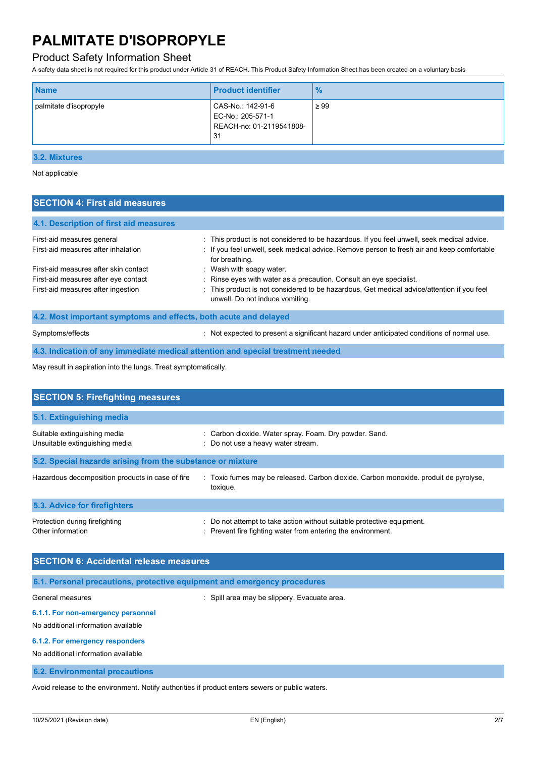# PALMITATE D'ISOPROPYLE

## Product Safety Information Sheet

A safety data sheet is not required for this product under Article 31 of REACH. This Product Safety Information Sheet has been created on a voluntary basis

| Name | Product identifier | % |
|---|---|---|
| palmitate d'isopropyle | CAS-No.: 142-91-6<br>EC-No.: 205-571-1<br>REACH-no: 01-2119541808-31 | ≥ 99 |

### 3.2. Mixtures

Not applicable

## SECTION 4: First aid measures

### 4.1. Description of first aid measures

First-aid measures general : This product is not considered to be hazardous. If you feel unwell, seek medical advice.

First-aid measures after inhalation : If you feel unwell, seek medical advice. Remove person to fresh air and keep comfortable for breathing.

First-aid measures after skin contact : Wash with soapy water.

First-aid measures after eye contact : Rinse eyes with water as a precaution. Consult an eye specialist.

First-aid measures after ingestion : This product is not considered to be hazardous. Get medical advice/attention if you feel unwell. Do not induce vomiting.

### 4.2. Most important symptoms and effects, both acute and delayed

Symptoms/effects : Not expected to present a significant hazard under anticipated conditions of normal use.

### 4.3. Indication of any immediate medical attention and special treatment needed

May result in aspiration into the lungs. Treat symptomatically.

## SECTION 5: Firefighting measures

### 5.1. Extinguishing media

Suitable extinguishing media : Carbon dioxide. Water spray. Foam. Dry powder. Sand.

Unsuitable extinguishing media : Do not use a heavy water stream.

### 5.2. Special hazards arising from the substance or mixture

Hazardous decomposition products in case of fire : Toxic fumes may be released. Carbon dioxide. Carbon monoxide. produit de pyrolyse, toxique.

### 5.3. Advice for firefighters

Protection during firefighting : Do not attempt to take action without suitable protective equipment.

Other information : Prevent fire fighting water from entering the environment.

## SECTION 6: Accidental release measures

### 6.1. Personal precautions, protective equipment and emergency procedures

General measures : Spill area may be slippery. Evacuate area.

#### 6.1.1. For non-emergency personnel

No additional information available

#### 6.1.2. For emergency responders

No additional information available

### 6.2. Environmental precautions

Avoid release to the environment. Notify authorities if product enters sewers or public waters.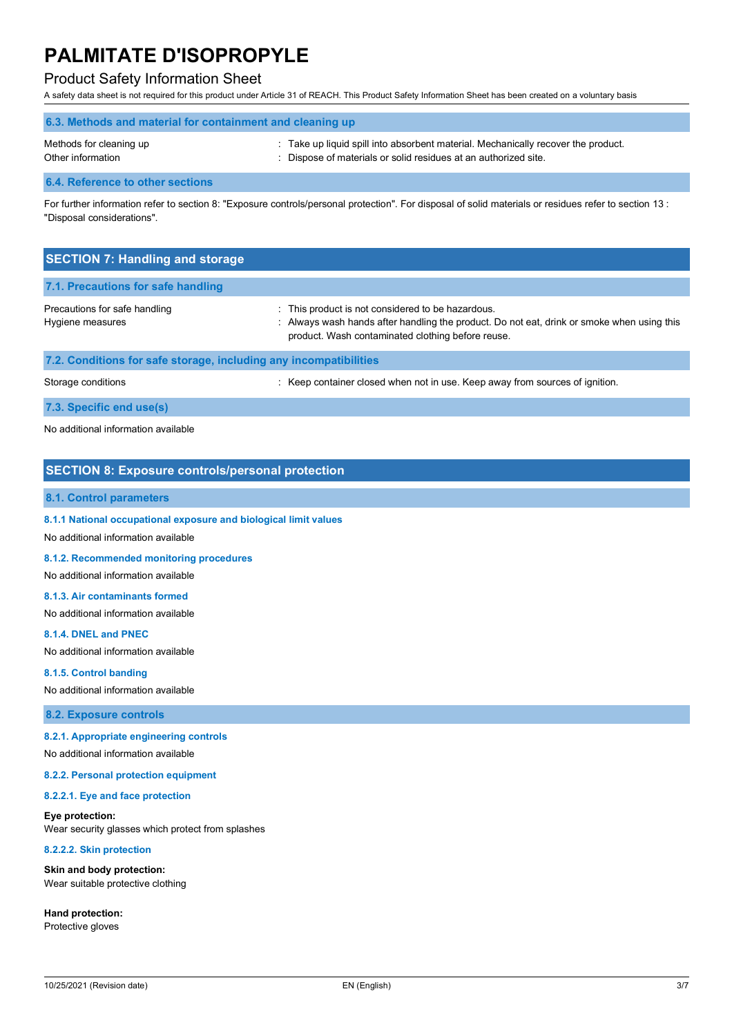### 6.3. Methods and material for containment and cleaning up

| | |
|---|---|
| Methods for cleaning up | : Take up liquid spill into absorbent material. Mechanically recover the product. |
| Other information | : Dispose of materials or solid residues at an authorized site. |

### 6.4. Reference to other sections

For further information refer to section 8: "Exposure controls/personal protection". For disposal of solid materials or residues refer to section 13 : "Disposal considerations".

## SECTION 7: Handling and storage

### 7.1. Precautions for safe handling

| | |
|---|---|
| Precautions for safe handling | : This product is not considered to be hazardous. |
| Hygiene measures | : Always wash hands after handling the product. Do not eat, drink or smoke when using this product. Wash contaminated clothing before reuse. |

### 7.2. Conditions for safe storage, including any incompatibilities

| | |
|---|---|
| Storage conditions | : Keep container closed when not in use. Keep away from sources of ignition. |

### 7.3. Specific end use(s)

No additional information available

## SECTION 8: Exposure controls/personal protection

### 8.1. Control parameters

#### 8.1.1 National occupational exposure and biological limit values

No additional information available

#### 8.1.2. Recommended monitoring procedures

No additional information available

#### 8.1.3. Air contaminants formed

No additional information available

#### 8.1.4. DNEL and PNEC

No additional information available

#### 8.1.5. Control banding

No additional information available

### 8.2. Exposure controls

#### 8.2.1. Appropriate engineering controls

No additional information available

#### 8.2.2. Personal protection equipment

#### 8.2.2.1. Eye and face protection

**Eye protection:**
Wear security glasses which protect from splashes

#### 8.2.2.2. Skin protection

**Skin and body protection:**
Wear suitable protective clothing

**Hand protection:**
Protective gloves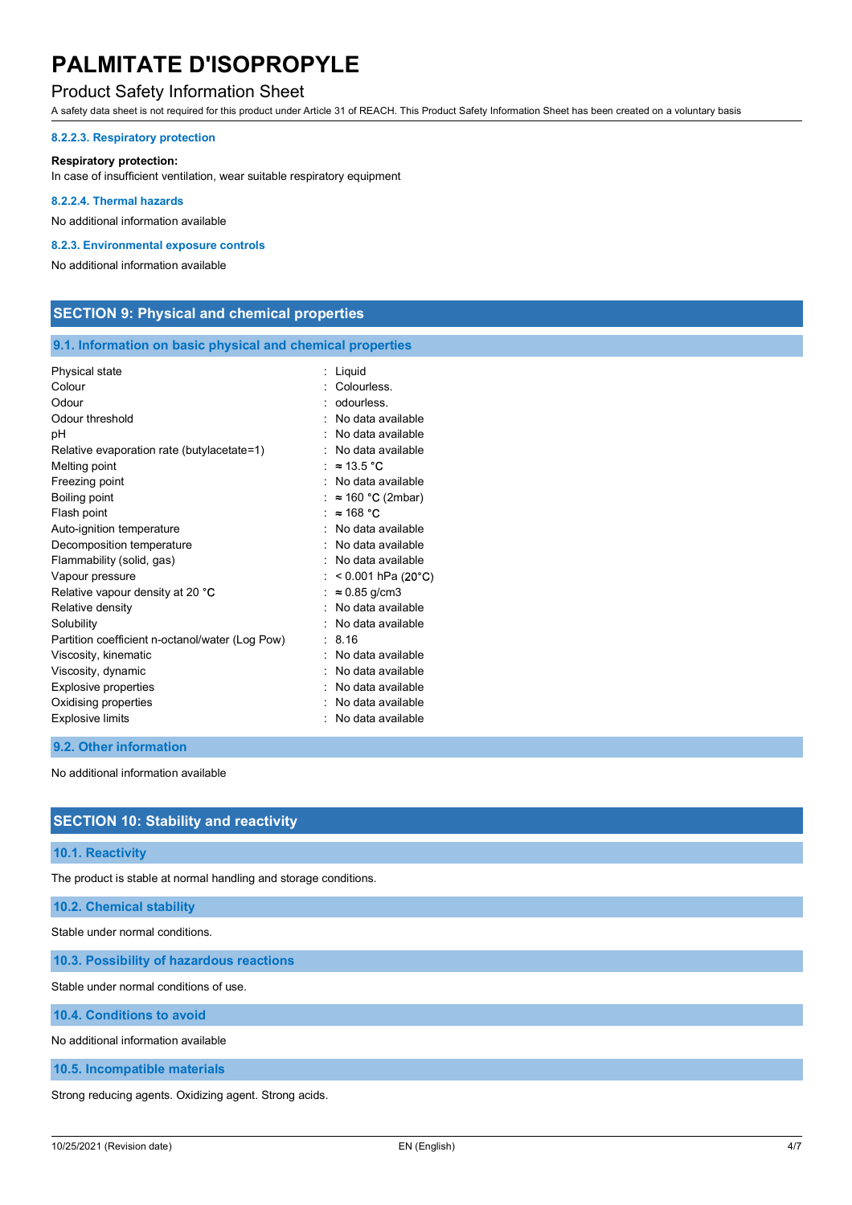#### 8.2.2.3. Respiratory protection

**Respiratory protection:**

In case of insufficient ventilation, wear suitable respiratory equipment

#### 8.2.2.4. Thermal hazards

No additional information available

#### 8.2.3. Environmental exposure controls

No additional information available

## SECTION 9: Physical and chemical properties

### 9.1. Information on basic physical and chemical properties

| | |
|---|---|
| Physical state | : Liquid |
| Colour | : Colourless. |
| Odour | : odourless. |
| Odour threshold | : No data available |
| pH | : No data available |
| Relative evaporation rate (butylacetate=1) | : No data available |
| Melting point | : ≈ 13.5 °C |
| Freezing point | : No data available |
| Boiling point | : ≈ 160 °C (2mbar) |
| Flash point | : ≈ 168 °C |
| Auto-ignition temperature | : No data available |
| Decomposition temperature | : No data available |
| Flammability (solid, gas) | : No data available |
| Vapour pressure | : < 0.001 hPa (20°C) |
| Relative vapour density at 20 °C | : ≈ 0.85 g/cm3 |
| Relative density | : No data available |
| Solubility | : No data available |
| Partition coefficient n-octanol/water (Log Pow) | : 8.16 |
| Viscosity, kinematic | : No data available |
| Viscosity, dynamic | : No data available |
| Explosive properties | : No data available |
| Oxidising properties | : No data available |
| Explosive limits | : No data available |

### 9.2. Other information

No additional information available

## SECTION 10: Stability and reactivity

### 10.1. Reactivity

The product is stable at normal handling and storage conditions.

### 10.2. Chemical stability

Stable under normal conditions.

### 10.3. Possibility of hazardous reactions

Stable under normal conditions of use.

### 10.4. Conditions to avoid

No additional information available

### 10.5. Incompatible materials

Strong reducing agents. Oxidizing agent. Strong acids.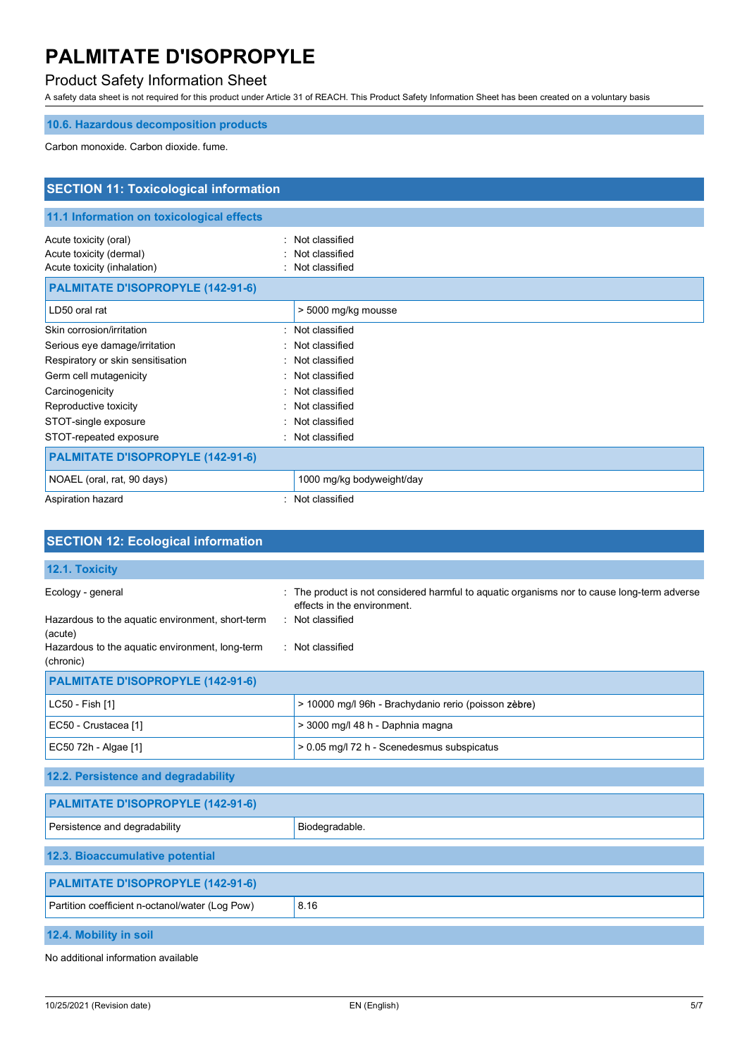### 10.6. Hazardous decomposition products

Carbon monoxide. Carbon dioxide. fume.

## SECTION 11: Toxicological information

### 11.1 Information on toxicological effects

Acute toxicity (oral) : Not classified
Acute toxicity (dermal) : Not classified
Acute toxicity (inhalation) : Not classified

| PALMITATE D'ISOPROPYLE (142-91-6) | |
|---|---|
| LD50 oral rat | > 5000 mg/kg mousse |

Skin corrosion/irritation : Not classified
Serious eye damage/irritation : Not classified
Respiratory or skin sensitisation : Not classified
Germ cell mutagenicity : Not classified
Carcinogenicity : Not classified
Reproductive toxicity : Not classified
STOT-single exposure : Not classified
STOT-repeated exposure : Not classified

| PALMITATE D'ISOPROPYLE (142-91-6) | |
|---|---|
| NOAEL (oral, rat, 90 days) | 1000 mg/kg bodyweight/day |

Aspiration hazard : Not classified

## SECTION 12: Ecological information

### 12.1. Toxicity

Ecology - general : The product is not considered harmful to aquatic organisms nor to cause long-term adverse effects in the environment.
Hazardous to the aquatic environment, short-term (acute) : Not classified
Hazardous to the aquatic environment, long-term (chronic) : Not classified

| PALMITATE D'ISOPROPYLE (142-91-6) | |
|---|---|
| LC50 - Fish [1] | > 10000 mg/l 96h - Brachydanio rerio (poisson zèbre) |
| EC50 - Crustacea [1] | > 3000 mg/l 48 h - Daphnia magna |
| EC50 72h - Algae [1] | > 0.05 mg/l 72 h - Scenedesmus subspicatus |

### 12.2. Persistence and degradability

| PALMITATE D'ISOPROPYLE (142-91-6) | |
|---|---|
| Persistence and degradability | Biodegradable. |

### 12.3. Bioaccumulative potential

| PALMITATE D'ISOPROPYLE (142-91-6) | |
|---|---|
| Partition coefficient n-octanol/water (Log Pow) | 8.16 |

### 12.4. Mobility in soil

No additional information available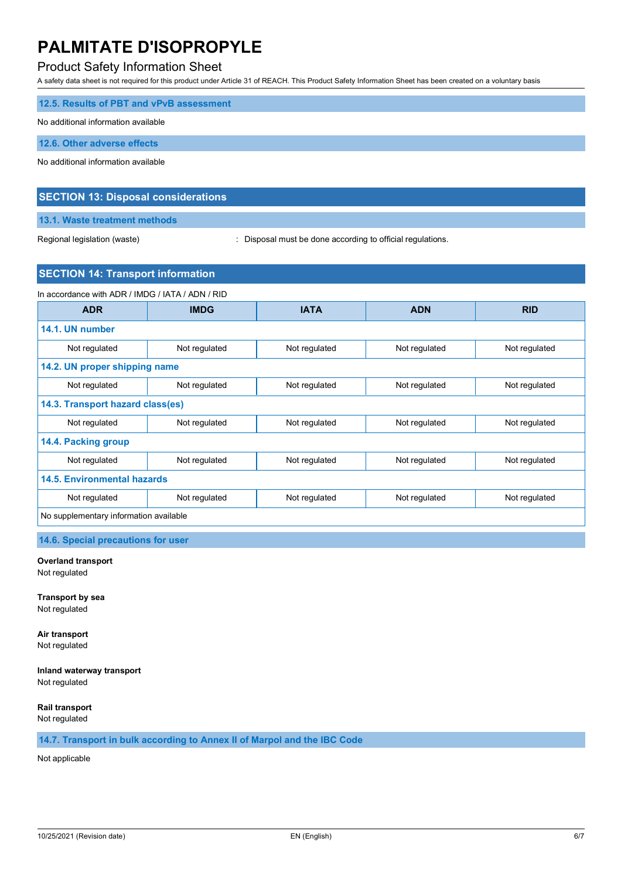### 12.5. Results of PBT and vPvB assessment

No additional information available

### 12.6. Other adverse effects

No additional information available

## SECTION 13: Disposal considerations

### 13.1. Waste treatment methods

Regional legislation (waste) : Disposal must be done according to official regulations.

## SECTION 14: Transport information

In accordance with ADR / IMDG / IATA / ADN / RID

| ADR | IMDG | IATA | ADN | RID |
|---|---|---|---|---|
| **14.1. UN number** | | | | |
| Not regulated | Not regulated | Not regulated | Not regulated | Not regulated |
| **14.2. UN proper shipping name** | | | | |
| Not regulated | Not regulated | Not regulated | Not regulated | Not regulated |
| **14.3. Transport hazard class(es)** | | | | |
| Not regulated | Not regulated | Not regulated | Not regulated | Not regulated |
| **14.4. Packing group** | | | | |
| Not regulated | Not regulated | Not regulated | Not regulated | Not regulated |
| **14.5. Environmental hazards** | | | | |
| Not regulated | Not regulated | Not regulated | Not regulated | Not regulated |
| No supplementary information available | | | | |

### 14.6. Special precautions for user

**Overland transport**
Not regulated

**Transport by sea**
Not regulated

**Air transport**
Not regulated

**Inland waterway transport**
Not regulated

**Rail transport**
Not regulated

### 14.7. Transport in bulk according to Annex II of Marpol and the IBC Code

Not applicable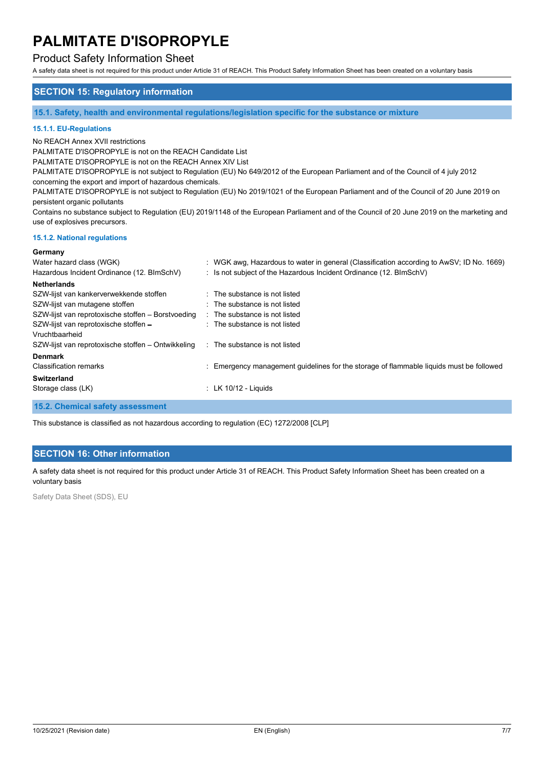# PALMITATE D'ISOPROPYLE

## Product Safety Information Sheet

A safety data sheet is not required for this product under Article 31 of REACH. This Product Safety Information Sheet has been created on a voluntary basis

## SECTION 15: Regulatory information

### 15.1. Safety, health and environmental regulations/legislation specific for the substance or mixture

#### 15.1.1. EU-Regulations

No REACH Annex XVII restrictions
PALMITATE D'ISOPROPYLE is not on the REACH Candidate List
PALMITATE D'ISOPROPYLE is not on the REACH Annex XIV List
PALMITATE D'ISOPROPYLE is not subject to Regulation (EU) No 649/2012 of the European Parliament and of the Council of 4 july 2012 concerning the export and import of hazardous chemicals.
PALMITATE D'ISOPROPYLE is not subject to Regulation (EU) No 2019/1021 of the European Parliament and of the Council of 20 June 2019 on persistent organic pollutants
Contains no substance subject to Regulation (EU) 2019/1148 of the European Parliament and of the Council of 20 June 2019 on the marketing and use of explosives precursors.

#### 15.1.2. National regulations

**Germany**

| | |
|---|---|
| Water hazard class (WGK) | : WGK awg, Hazardous to water in general (Classification according to AwSV; ID No. 1669) |
| Hazardous Incident Ordinance (12. BImSchV) | : Is not subject of the Hazardous Incident Ordinance (12. BImSchV) |

**Netherlands**

| | |
|---|---|
| SZW-lijst van kankerverwekkende stoffen | : The substance is not listed |
| SZW-lijst van mutagene stoffen | : The substance is not listed |
| SZW-lijst van reprotoxische stoffen – Borstvoeding | : The substance is not listed |
| SZW-lijst van reprotoxische stoffen – Vruchtbaarheid | : The substance is not listed |
| SZW-lijst van reprotoxische stoffen – Ontwikkeling | : The substance is not listed |

**Denmark**

| | |
|---|---|
| Classification remarks | : Emergency management guidelines for the storage of flammable liquids must be followed |

**Switzerland**

| | |
|---|---|
| Storage class (LK) | : LK 10/12 - Liquids |

### 15.2. Chemical safety assessment

This substance is classified as not hazardous according to regulation (EC) 1272/2008 [CLP]

## SECTION 16: Other information

A safety data sheet is not required for this product under Article 31 of REACH. This Product Safety Information Sheet has been created on a voluntary basis

Safety Data Sheet (SDS), EU